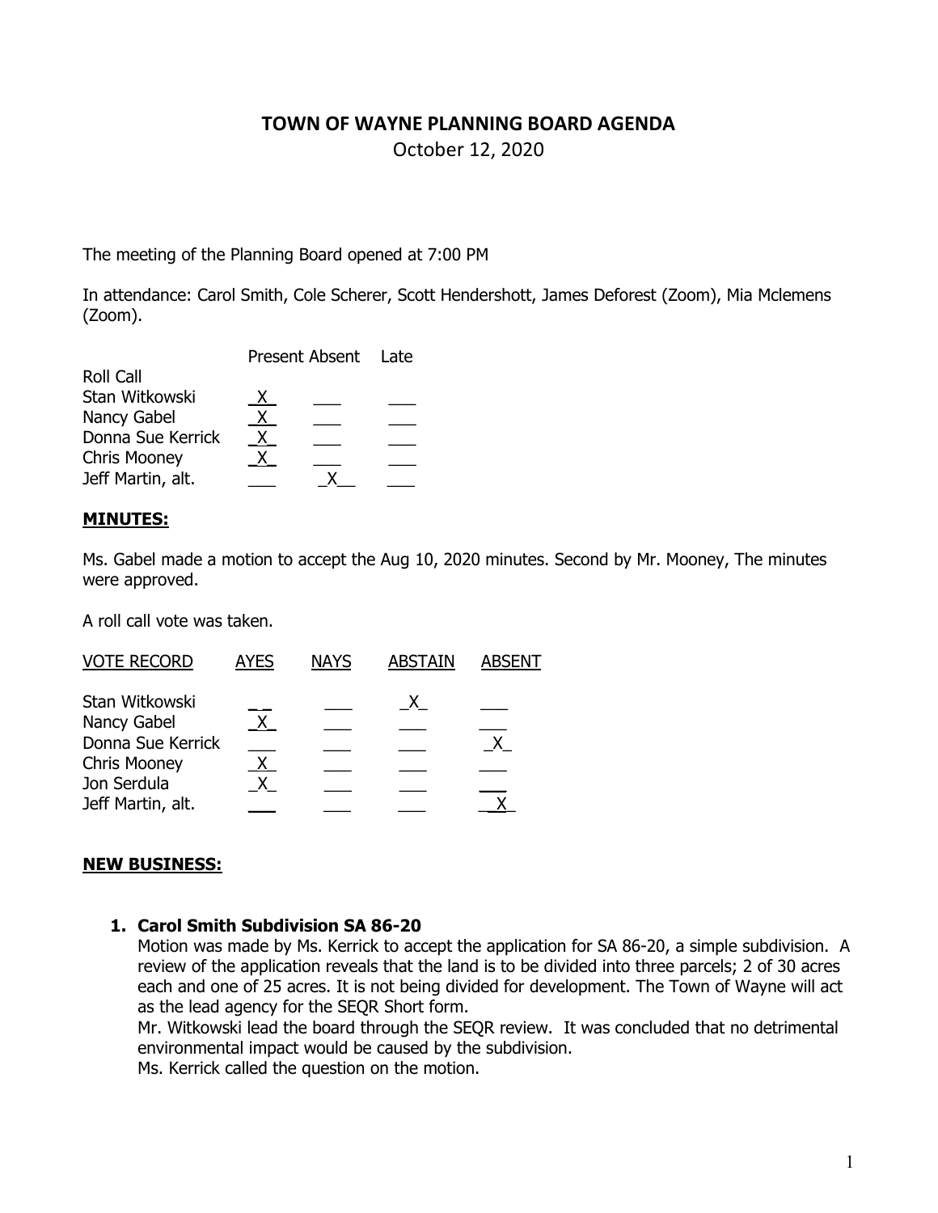# TOWN OF WAYNE PLANNING BOARD AGENDA

October 12, 2020

The meeting of the Planning Board opened at 7:00 PM

In attendance: Carol Smith, Cole Scherer, Scott Hendershott, James Deforest (Zoom), Mia Mclemens (Zoom).

| Roll Call | Present | Absent | Late |
|---|---|---|---|
| Stan Witkowski | X | | |
| Nancy Gabel | X | | |
| Donna Sue Kerrick | X | | |
| Chris Mooney | X | | |
| Jeff Martin, alt. | | X | |

## MINUTES:

Ms. Gabel made a motion to accept the Aug 10, 2020 minutes. Second by Mr. Mooney, The minutes were approved.

A roll call vote was taken.

| VOTE RECORD | AYES | NAYS | ABSTAIN | ABSENT |
|---|---|---|---|---|
| Stan Witkowski | | | X | |
| Nancy Gabel | X | | | |
| Donna Sue Kerrick | | | | X |
| Chris Mooney | X | | | |
| Jon Serdula | X | | | |
| Jeff Martin, alt. | | | | X |

## NEW BUSINESS:

1. **Carol Smith Subdivision SA 86-20**

   Motion was made by Ms. Kerrick to accept the application for SA 86-20, a simple subdivision. A review of the application reveals that the land is to be divided into three parcels; 2 of 30 acres each and one of 25 acres. It is not being divided for development. The Town of Wayne will act as the lead agency for the SEQR Short form.

   Mr. Witkowski lead the board through the SEQR review. It was concluded that no detrimental environmental impact would be caused by the subdivision.

   Ms. Kerrick called the question on the motion.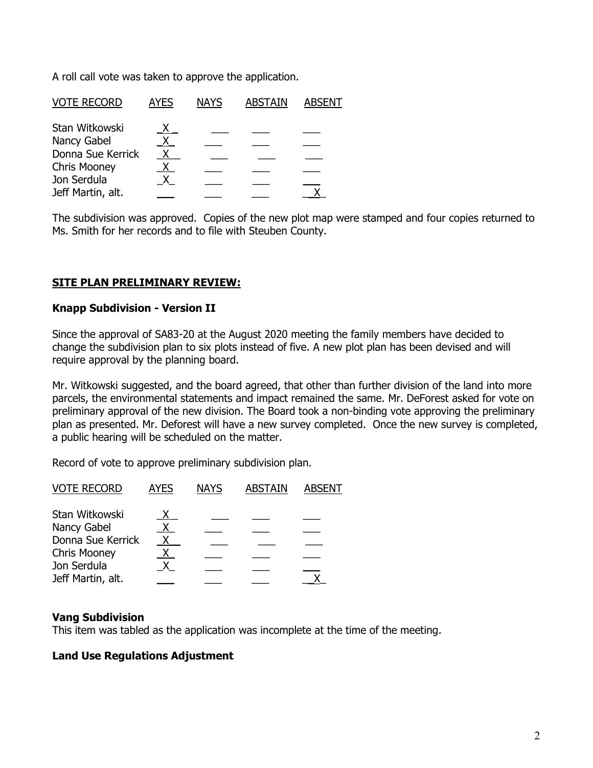A roll call vote was taken to approve the application.

| VOTE RECORD | AYES | NAYS | ABSTAIN | ABSENT |
| --- | --- | --- | --- | --- |
| Stan Witkowski | X | | | |
| Nancy Gabel | X | | | |
| Donna Sue Kerrick | X | | | |
| Chris Mooney | X | | | |
| Jon Serdula | X | | | |
| Jeff Martin, alt. | | | | X |

The subdivision was approved. Copies of the new plot map were stamped and four copies returned to Ms. Smith for her records and to file with Steuben County.

## SITE PLAN PRELIMINARY REVIEW:

### Knapp Subdivision - Version II

Since the approval of SA83-20 at the August 2020 meeting the family members have decided to change the subdivision plan to six plots instead of five. A new plot plan has been devised and will require approval by the planning board.

Mr. Witkowski suggested, and the board agreed, that other than further division of the land into more parcels, the environmental statements and impact remained the same. Mr. DeForest asked for vote on preliminary approval of the new division. The Board took a non-binding vote approving the preliminary plan as presented. Mr. Deforest will have a new survey completed. Once the new survey is completed, a public hearing will be scheduled on the matter.

Record of vote to approve preliminary subdivision plan.

| VOTE RECORD | AYES | NAYS | ABSTAIN | ABSENT |
| --- | --- | --- | --- | --- |
| Stan Witkowski | X | | | |
| Nancy Gabel | X | | | |
| Donna Sue Kerrick | X | | | |
| Chris Mooney | X | | | |
| Jon Serdula | X | | | |
| Jeff Martin, alt. | | | | X |

### Vang Subdivision

This item was tabled as the application was incomplete at the time of the meeting.

### Land Use Regulations Adjustment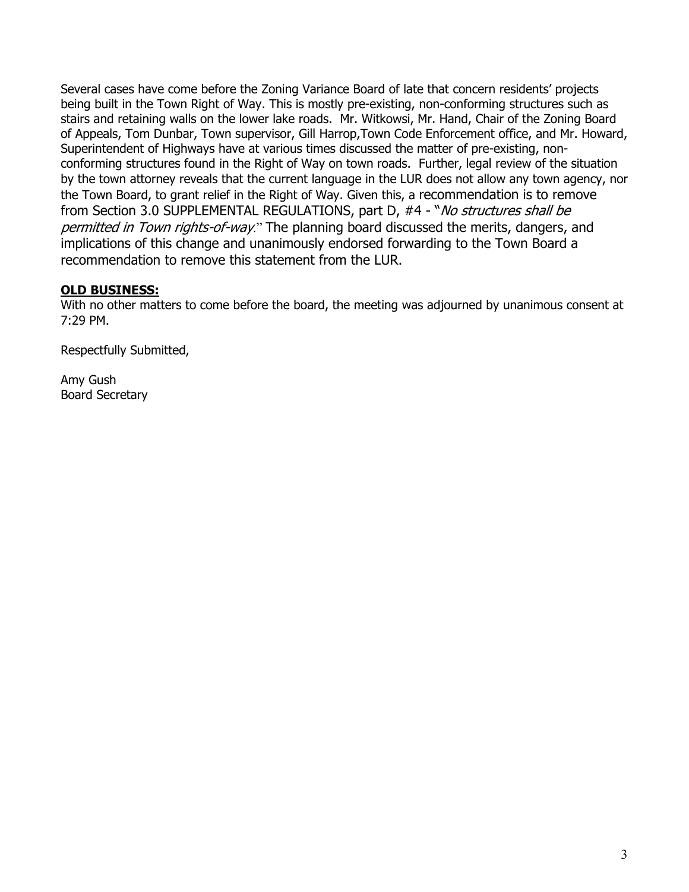Several cases have come before the Zoning Variance Board of late that concern residents' projects being built in the Town Right of Way. This is mostly pre-existing, non-conforming structures such as stairs and retaining walls on the lower lake roads. Mr. Witkowsi, Mr. Hand, Chair of the Zoning Board of Appeals, Tom Dunbar, Town supervisor, Gill Harrop,Town Code Enforcement office, and Mr. Howard, Superintendent of Highways have at various times discussed the matter of pre-existing, non-conforming structures found in the Right of Way on town roads. Further, legal review of the situation by the town attorney reveals that the current language in the LUR does not allow any town agency, nor the Town Board, to grant relief in the Right of Way. Given this, a recommendation is to remove from Section 3.0 SUPPLEMENTAL REGULATIONS, part D, #4 - "*No structures shall be permitted in Town rights-of-way*." The planning board discussed the merits, dangers, and implications of this change and unanimously endorsed forwarding to the Town Board a recommendation to remove this statement from the LUR.

**OLD BUSINESS:**

With no other matters to come before the board, the meeting was adjourned by unanimous consent at 7:29 PM.

Respectfully Submitted,

Amy Gush
Board Secretary